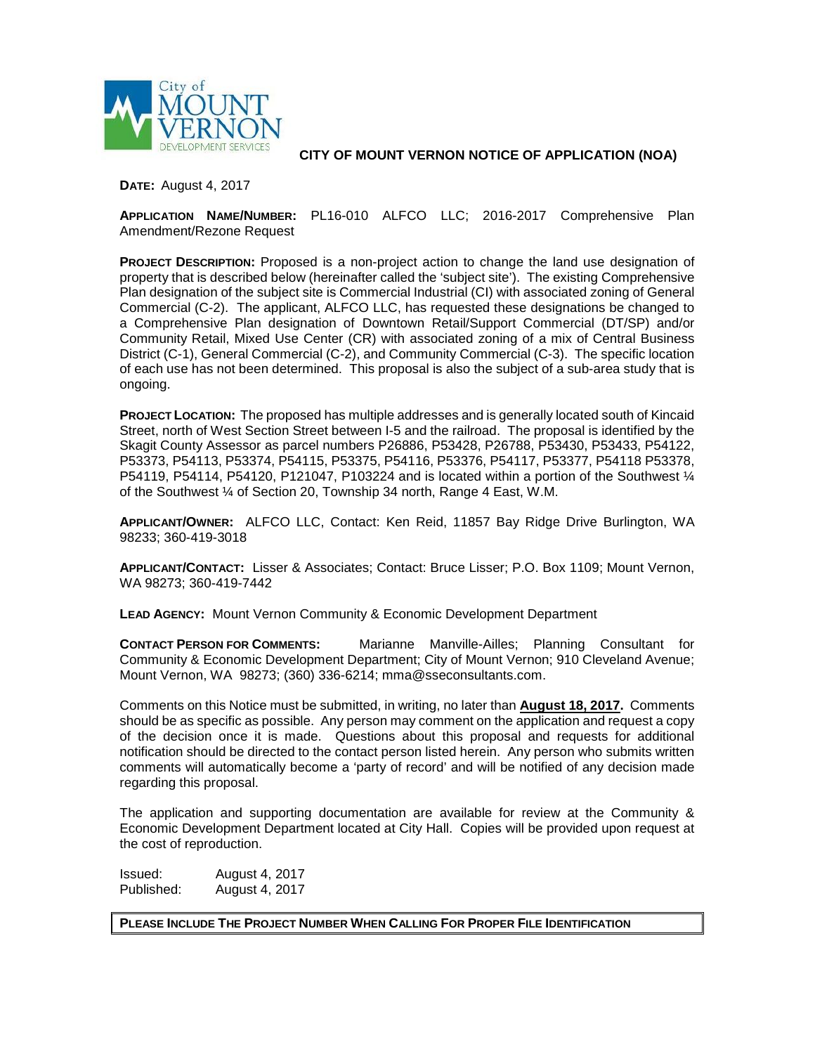City of MOUNT VERNON DEVELOPMENT SERVICES

# CITY OF MOUNT VERNON NOTICE OF APPLICATION (NOA)

**DATE:** August 4, 2017

**APPLICATION NAME/NUMBER:** PL16-010 ALFCO LLC; 2016-2017 Comprehensive Plan Amendment/Rezone Request

**PROJECT DESCRIPTION:** Proposed is a non-project action to change the land use designation of property that is described below (hereinafter called the 'subject site'). The existing Comprehensive Plan designation of the subject site is Commercial Industrial (CI) with associated zoning of General Commercial (C-2). The applicant, ALFCO LLC, has requested these designations be changed to a Comprehensive Plan designation of Downtown Retail/Support Commercial (DT/SP) and/or Community Retail, Mixed Use Center (CR) with associated zoning of a mix of Central Business District (C-1), General Commercial (C-2), and Community Commercial (C-3). The specific location of each use has not been determined. This proposal is also the subject of a sub-area study that is ongoing.

**PROJECT LOCATION:** The proposed has multiple addresses and is generally located south of Kincaid Street, north of West Section Street between I-5 and the railroad. The proposal is identified by the Skagit County Assessor as parcel numbers P26886, P53428, P26788, P53430, P53433, P54122, P53373, P54113, P53374, P54115, P53375, P54116, P53376, P54117, P53377, P54118 P53378, P54119, P54114, P54120, P121047, P103224 and is located within a portion of the Southwest ¼ of the Southwest ¼ of Section 20, Township 34 north, Range 4 East, W.M.

**APPLICANT/OWNER:** ALFCO LLC, Contact: Ken Reid, 11857 Bay Ridge Drive Burlington, WA 98233; 360-419-3018

**APPLICANT/CONTACT:** Lisser & Associates; Contact: Bruce Lisser; P.O. Box 1109; Mount Vernon, WA 98273; 360-419-7442

**LEAD AGENCY:** Mount Vernon Community & Economic Development Department

**CONTACT PERSON FOR COMMENTS:** Marianne Manville-Ailles; Planning Consultant for Community & Economic Development Department; City of Mount Vernon; 910 Cleveland Avenue; Mount Vernon, WA 98273; (360) 336-6214; mma@sseconsultants.com.

Comments on this Notice must be submitted, in writing, no later than **August 18, 2017.** Comments should be as specific as possible. Any person may comment on the application and request a copy of the decision once it is made. Questions about this proposal and requests for additional notification should be directed to the contact person listed herein. Any person who submits written comments will automatically become a 'party of record' and will be notified of any decision made regarding this proposal.

The application and supporting documentation are available for review at the Community & Economic Development Department located at City Hall. Copies will be provided upon request at the cost of reproduction.

Issued: August 4, 2017
Published: August 4, 2017

**PLEASE INCLUDE THE PROJECT NUMBER WHEN CALLING FOR PROPER FILE IDENTIFICATION**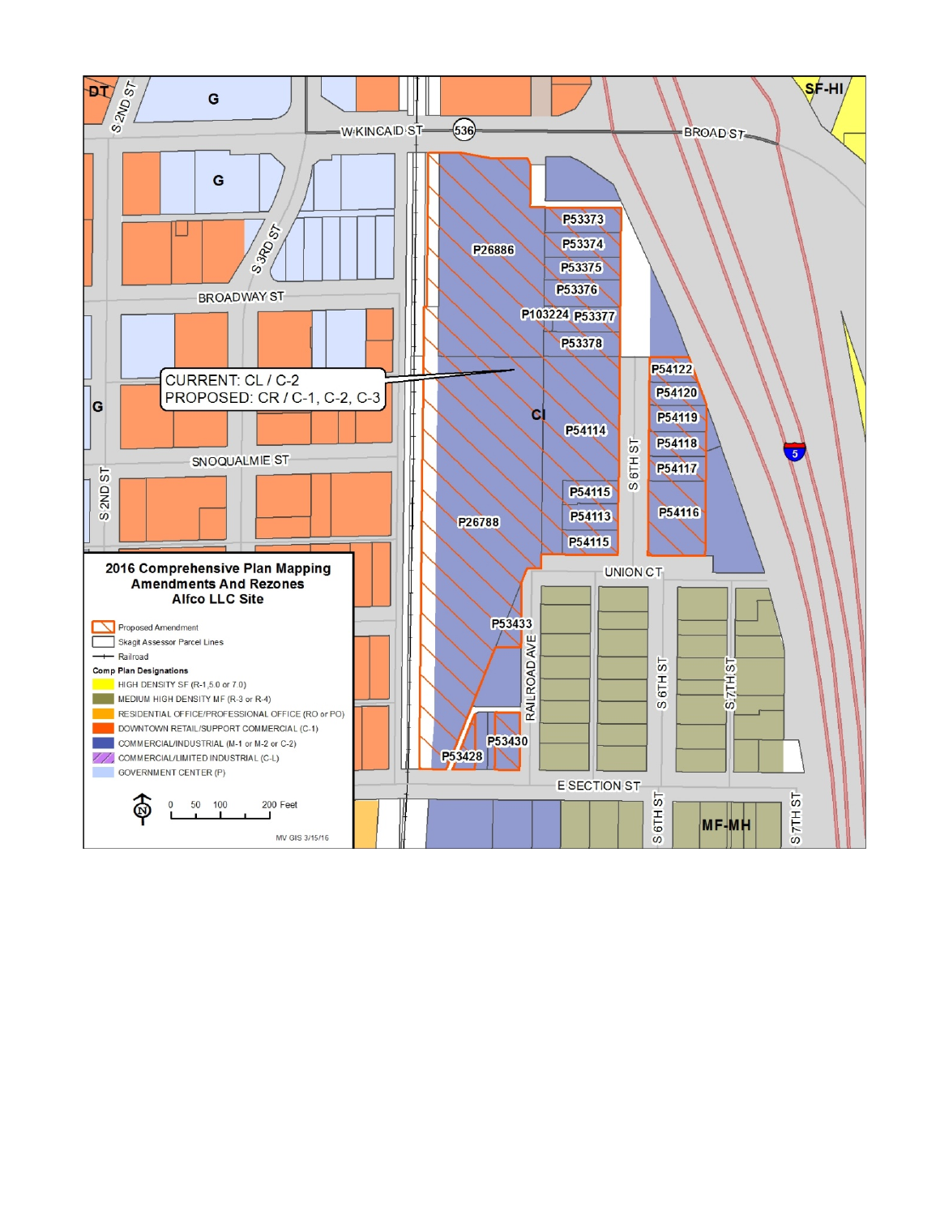# 2016 Comprehensive Plan Mapping Amendments And Rezones
## Alfco LLC Site

CURRENT: CL / C-2
PROPOSED: CR / C-1, C-2, C-3

Proposed Amendment
Skagit Assessor Parcel Lines
Railroad

**Comp Plan Designations**

- HIGH DENSITY SF (R-1,5.0 or 7.0)
- MEDIUM HIGH DENSITY MF (R-3 or R-4)
- RESIDENTIAL OFFICE/PROFESSIONAL OFFICE (RO or PO)
- DOWNTOWN RETAIL/SUPPORT COMMERCIAL (C-1)
- COMMERCIAL/INDUSTRIAL (M-1 or M-2 or C-2)
- COMMERCIAL/LIMITED INDUSTRIAL (C-L)
- GOVERNMENT CENTER (P)

0 50 100 200 Feet

MV GIS 3/15/16

DT
G
SF-HI
CI
MF-MH

S 2ND ST
S 3RD ST
W KINCAID ST
536
BROAD ST
BROADWAY ST
SNOQUALMIE ST
S 6TH ST
S 7TH ST
UNION CT
RAILROAD AVE
E SECTION ST
5

P26886
P26788
P53373
P53374
P53375
P53376
P103224
P53377
P53378
P54114
P54115
P54113
P54115
P54122
P54120
P54119
P54118
P54117
P54116
P53433
P53430
P53428